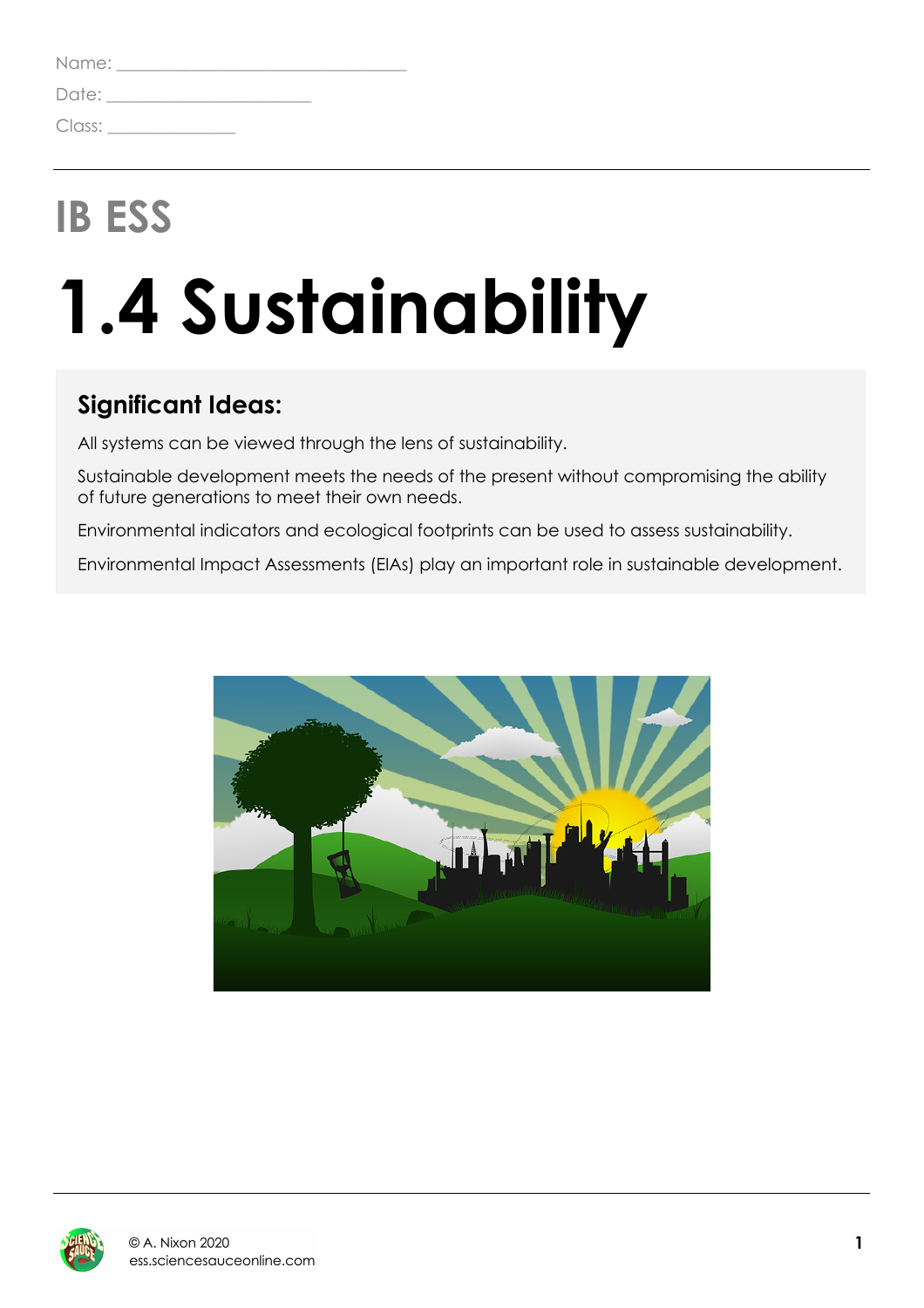Name: ______________________________

Date: ______________________

Class: ______________

## IB ESS

# 1.4 Sustainability

### Significant Ideas:

All systems can be viewed through the lens of sustainability.

Sustainable development meets the needs of the present without compromising the ability of future generations to meet their own needs.

Environmental indicators and ecological footprints can be used to assess sustainability.

Environmental Impact Assessments (EIAs) play an important role in sustainable development.

© A. Nixon 2020
ess.sciencesauceonline.com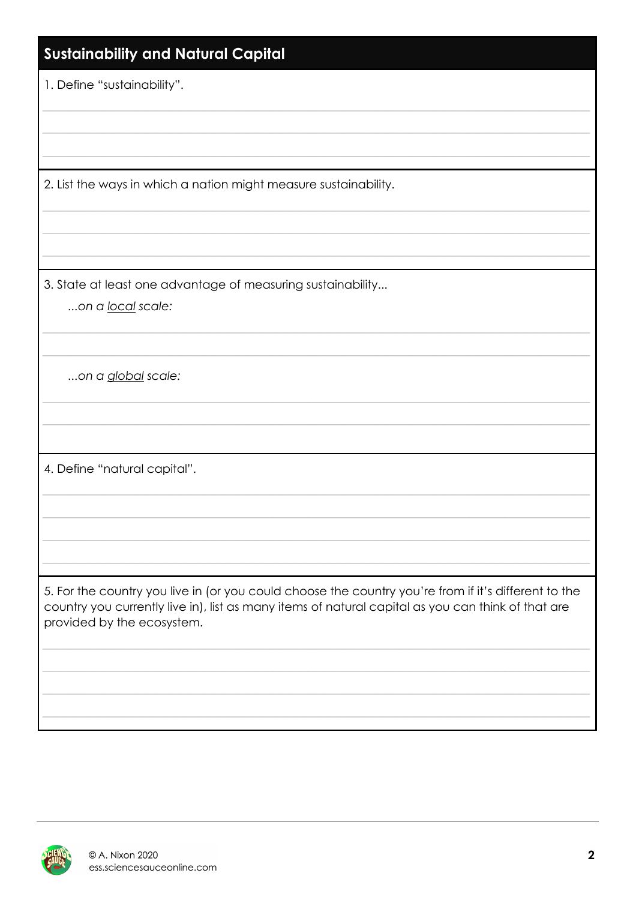## Sustainability and Natural Capital

1. Define "sustainability".

2. List the ways in which a nation might measure sustainability.

3. State at least one advantage of measuring sustainability...

*...on a local scale:*

*...on a global scale:*

4. Define "natural capital".

5. For the country you live in (or you could choose the country you're from if it's different to the country you currently live in), list as many items of natural capital as you can think of that are provided by the ecosystem.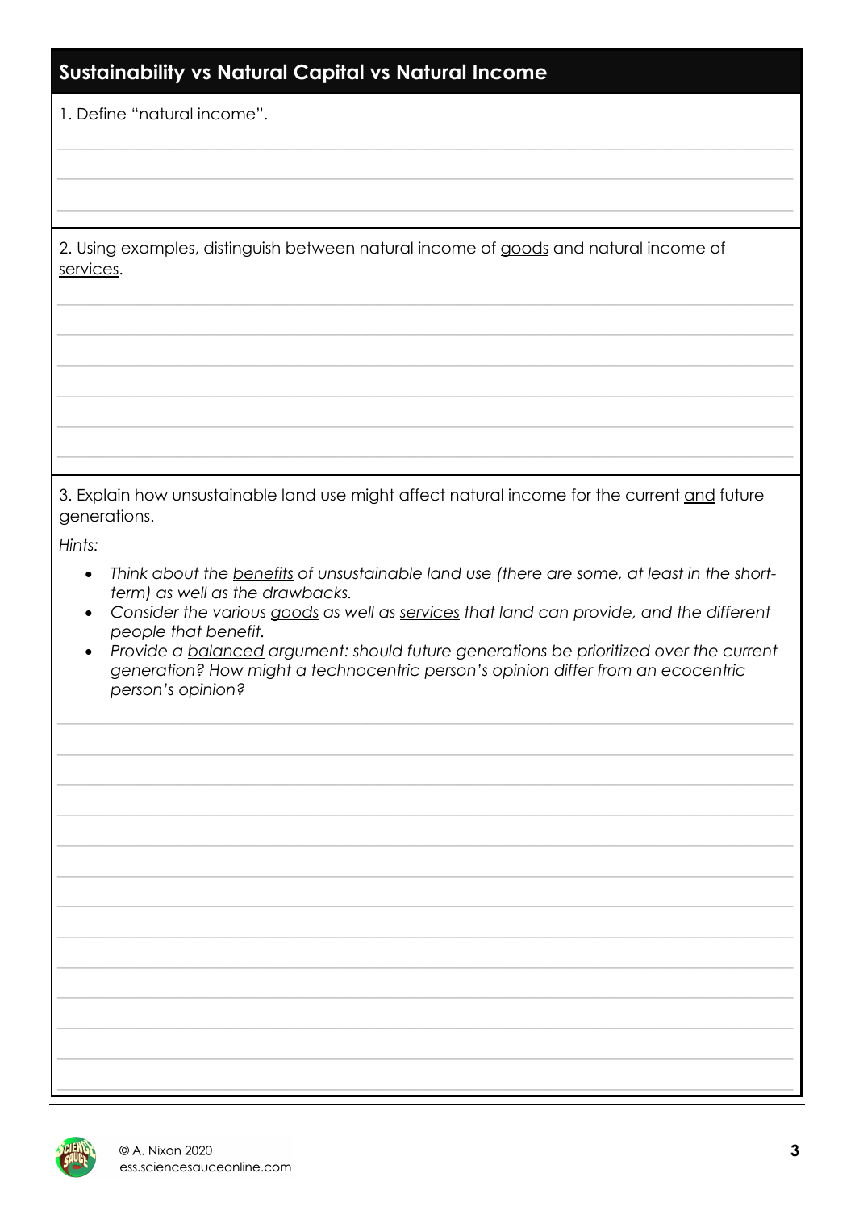## Sustainability vs Natural Capital vs Natural Income

1. Define "natural income".

2. Using examples, distinguish between natural income of <u>goods</u> and natural income of <u>services</u>.

3. Explain how unsustainable land use might affect natural income for the current <u>and</u> future generations.

*Hints:*

- *Think about the <u>benefits</u> of unsustainable land use (there are some, at least in the short-term) as well as the drawbacks.*
- *Consider the various <u>goods</u> as well as <u>services</u> that land can provide, and the different people that benefit.*
- *Provide a <u>balanced</u> argument: should future generations be prioritized over the current generation? How might a technocentric person's opinion differ from an ecocentric person's opinion?*

© A. Nixon 2020
ess.sciencesauceonline.com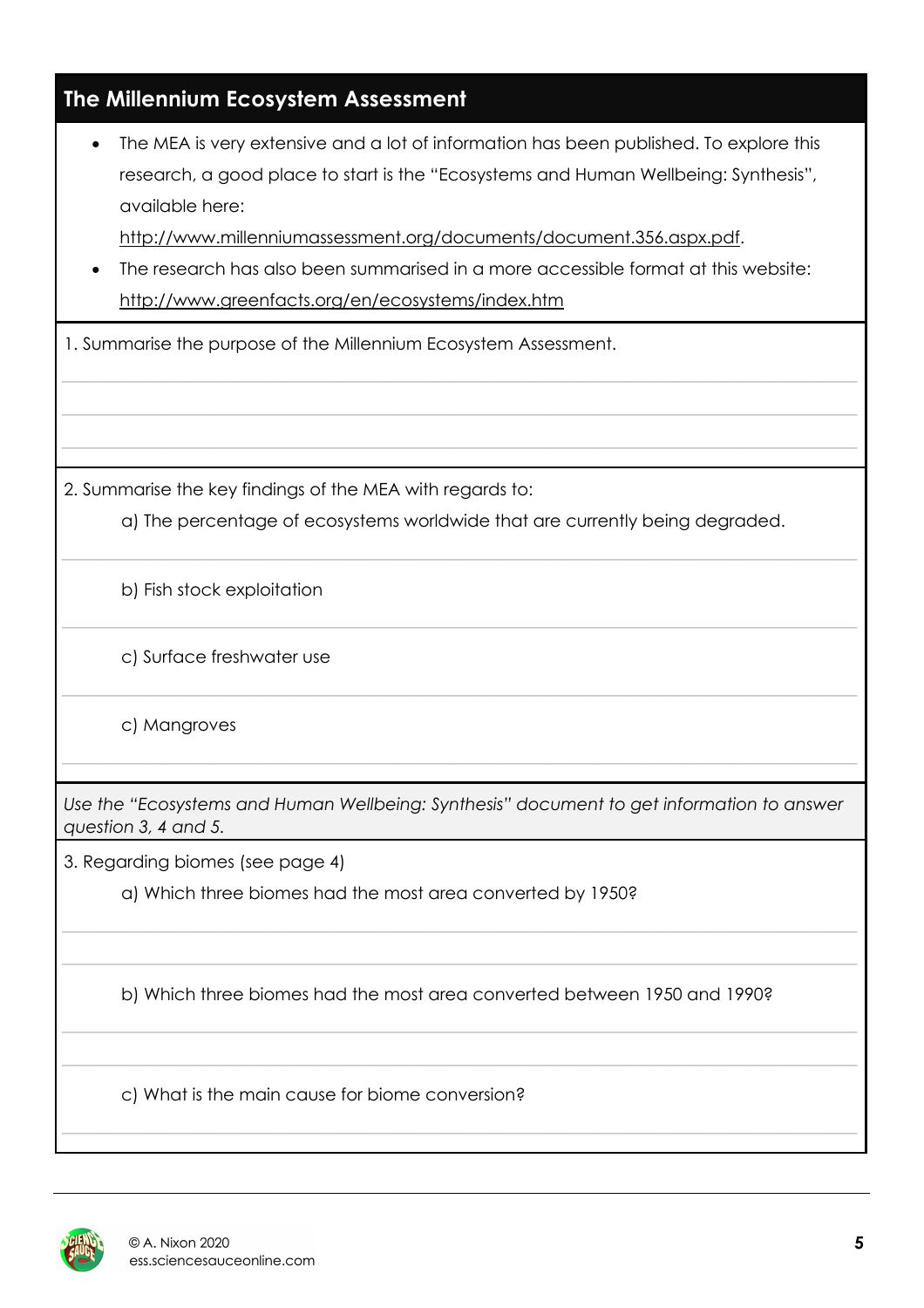## The Millennium Ecosystem Assessment

- The MEA is very extensive and a lot of information has been published. To explore this research, a good place to start is the "Ecosystems and Human Wellbeing: Synthesis", available here: http://www.millenniumassessment.org/documents/document.356.aspx.pdf.
- The research has also been summarised in a more accessible format at this website: http://www.greenfacts.org/en/ecosystems/index.htm

1. Summarise the purpose of the Millennium Ecosystem Assessment.

2. Summarise the key findings of the MEA with regards to:

    a) The percentage of ecosystems worldwide that are currently being degraded.

    b) Fish stock exploitation

    c) Surface freshwater use

    c) Mangroves

*Use the "Ecosystems and Human Wellbeing: Synthesis" document to get information to answer question 3, 4 and 5.*

3. Regarding biomes (see page 4)

    a) Which three biomes had the most area converted by 1950?

    b) Which three biomes had the most area converted between 1950 and 1990?

    c) What is the main cause for biome conversion?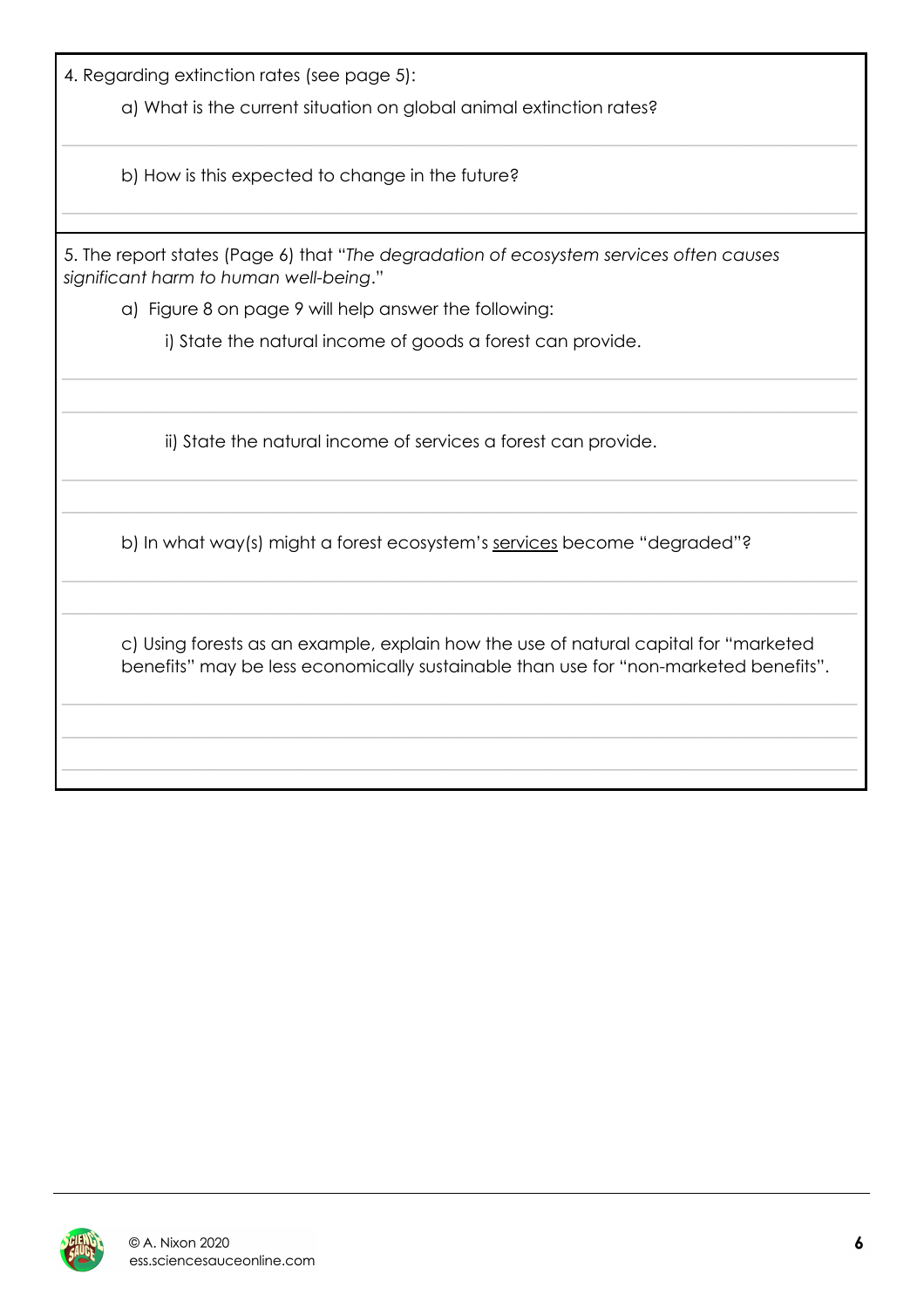4. Regarding extinction rates (see page 5):

a) What is the current situation on global animal extinction rates?

b) How is this expected to change in the future?

5. The report states (Page 6) that "*The degradation of ecosystem services often causes significant harm to human well-being*."

a) Figure 8 on page 9 will help answer the following:

i) State the natural income of goods a forest can provide.

ii) State the natural income of services a forest can provide.

b) In what way(s) might a forest ecosystem's <u>services</u> become "degraded"?

c) Using forests as an example, explain how the use of natural capital for "marketed benefits" may be less economically sustainable than use for "non-marketed benefits".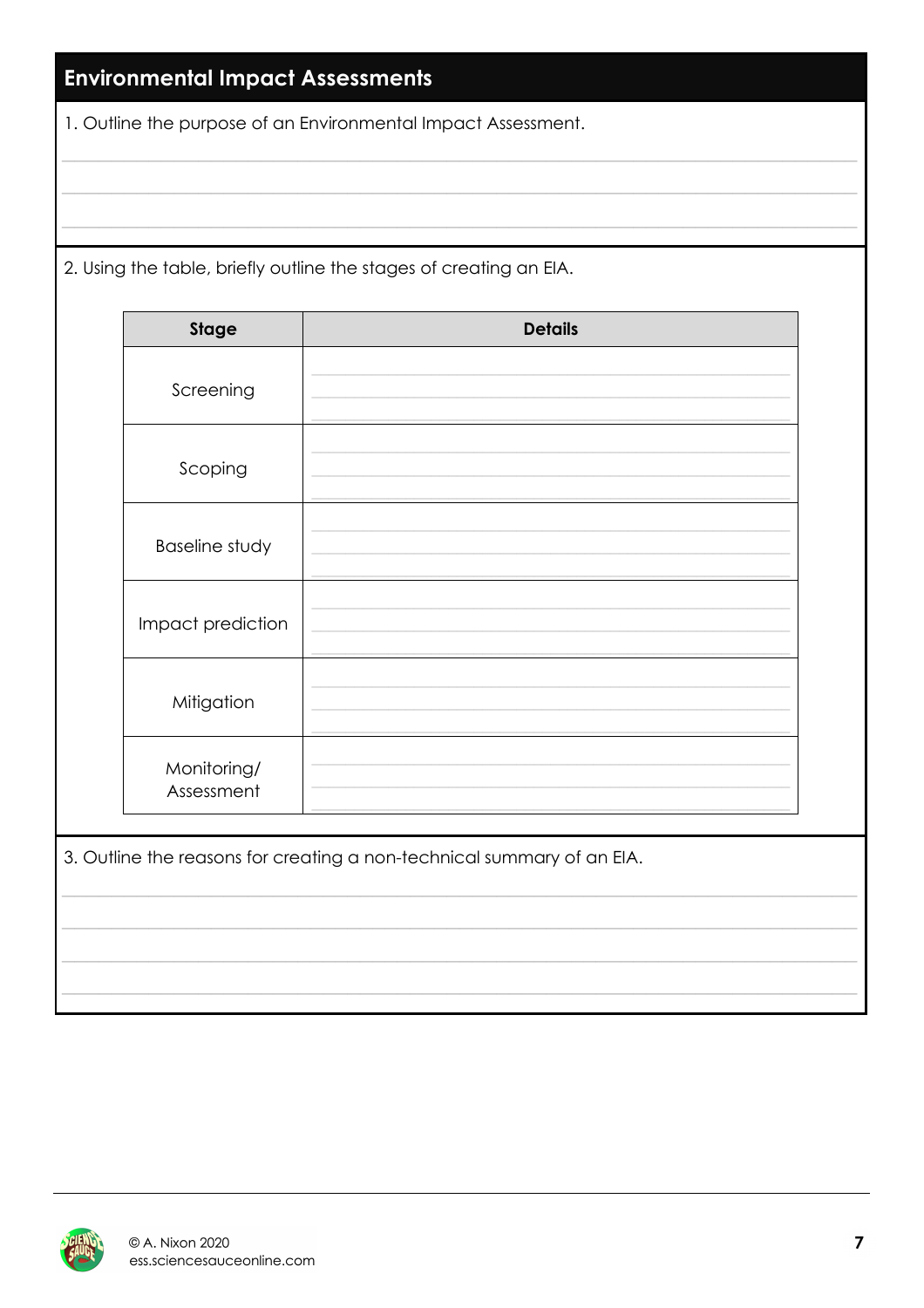## Environmental Impact Assessments

1. Outline the purpose of an Environmental Impact Assessment.

2. Using the table, briefly outline the stages of creating an EIA.

| Stage | Details |
| --- | --- |
| Screening | |
| Scoping | |
| Baseline study | |
| Impact prediction | |
| Mitigation | |
| Monitoring/ Assessment | |

3. Outline the reasons for creating a non-technical summary of an EIA.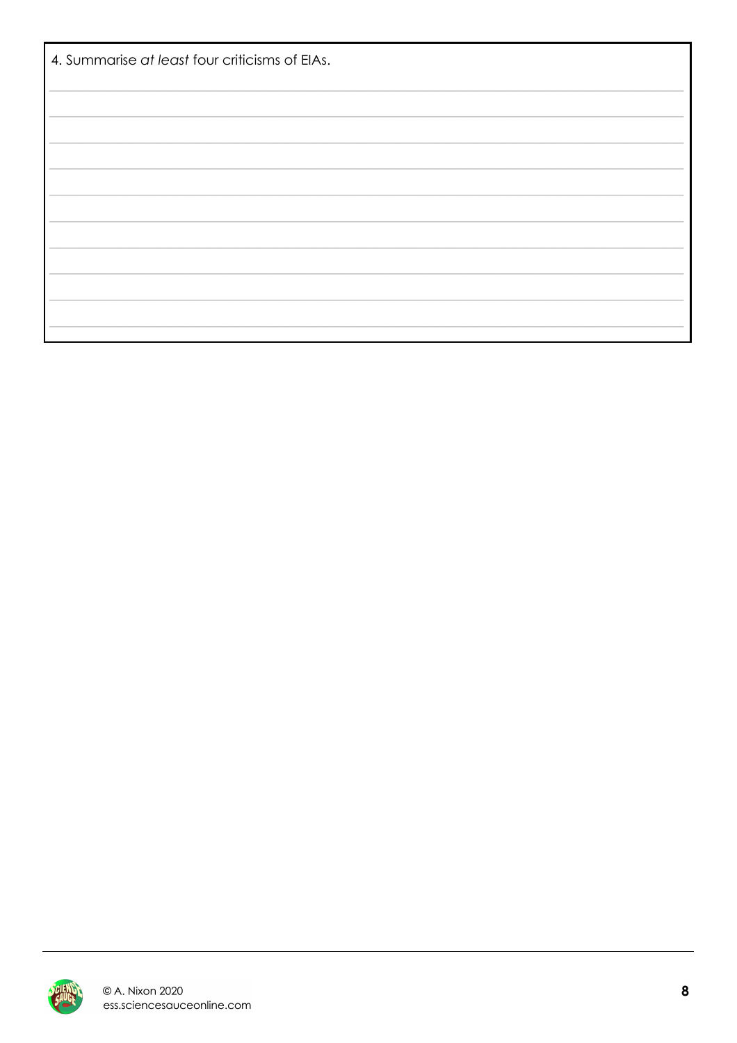4. Summarise *at least* four criticisms of EIAs.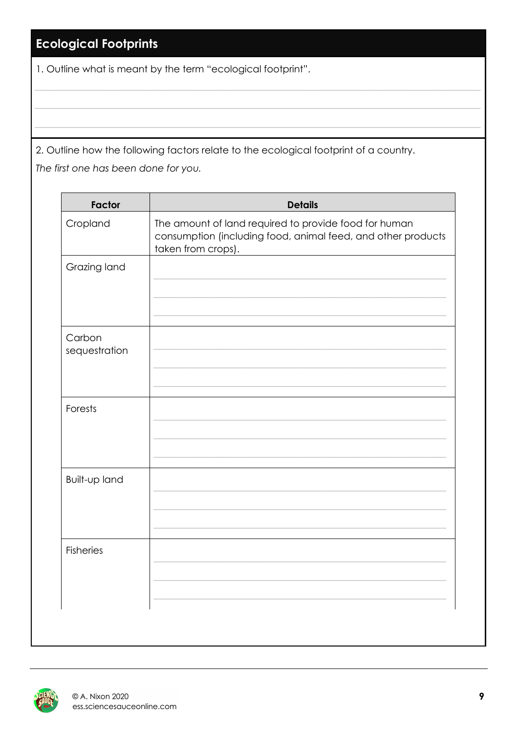## Ecological Footprints

1. Outline what is meant by the term "ecological footprint".

2. Outline how the following factors relate to the ecological footprint of a country.

*The first one has been done for you.*

| Factor | Details |
| --- | --- |
| Cropland | The amount of land required to provide food for human consumption (including food, animal feed, and other products taken from crops). |
| Grazing land | |
| Carbon sequestration | |
| Forests | |
| Built-up land | |
| Fisheries | |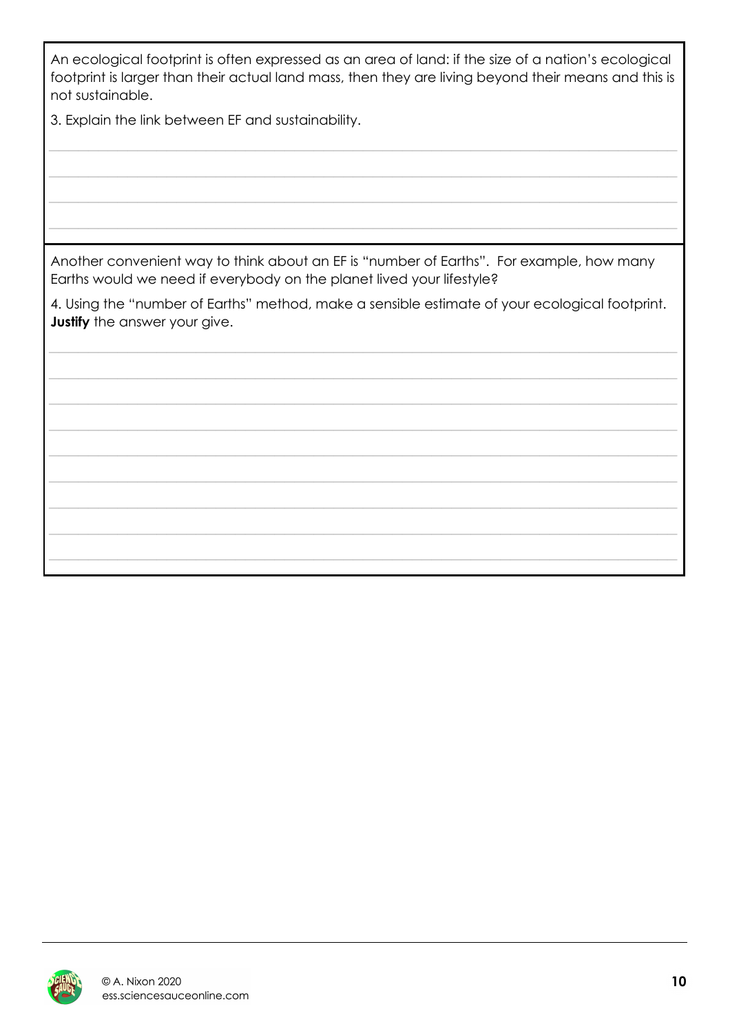An ecological footprint is often expressed as an area of land: if the size of a nation's ecological footprint is larger than their actual land mass, then they are living beyond their means and this is not sustainable.

3. Explain the link between EF and sustainability.

Another convenient way to think about an EF is "number of Earths". For example, how many Earths would we need if everybody on the planet lived your lifestyle?

4. Using the "number of Earths" method, make a sensible estimate of your ecological footprint. **Justify** the answer your give.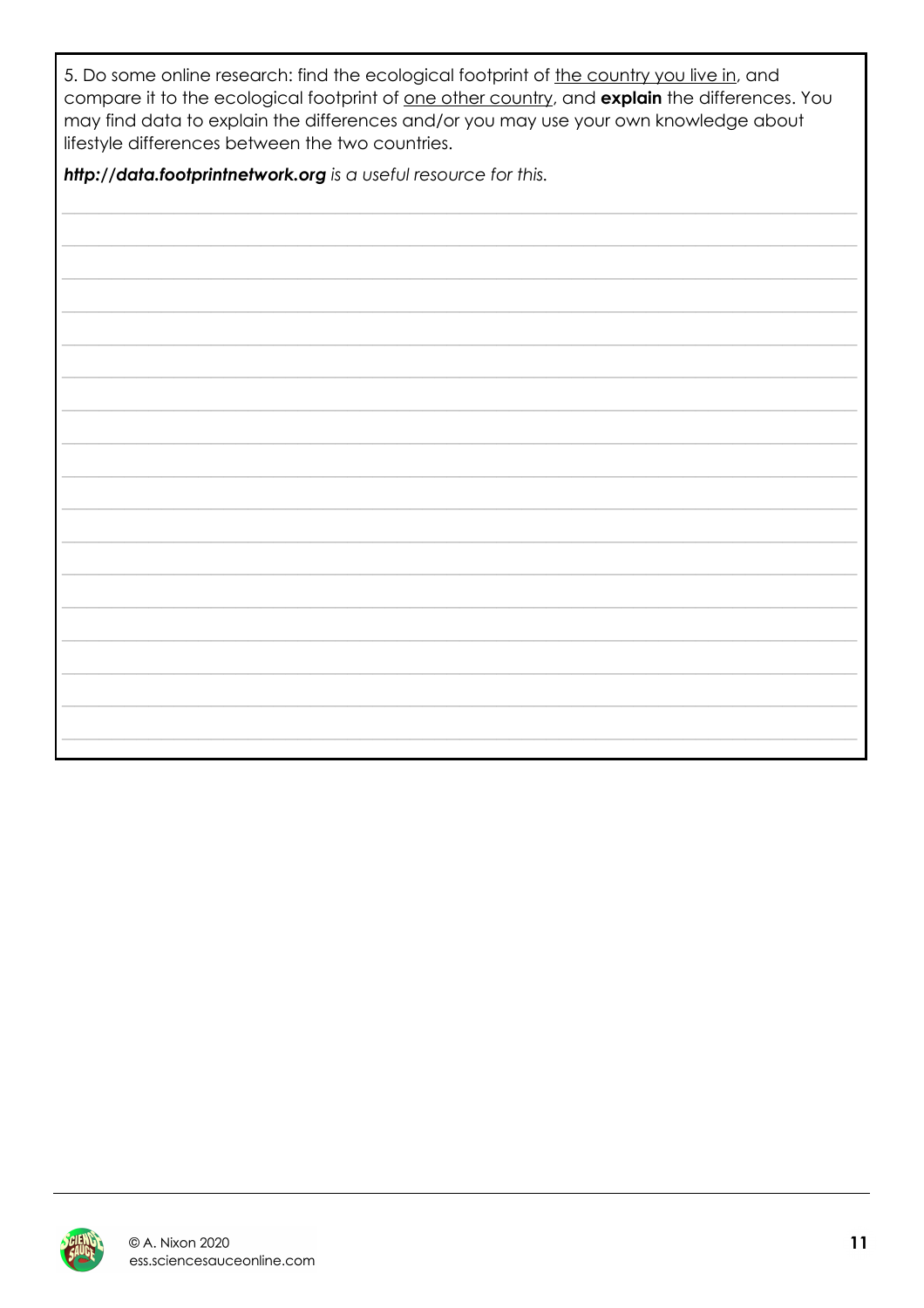5. Do some online research: find the ecological footprint of the country you live in, and compare it to the ecological footprint of one other country, and **explain** the differences. You may find data to explain the differences and/or you may use your own knowledge about lifestyle differences between the two countries.

***http://data.footprintnetwork.org*** *is a useful resource for this.*